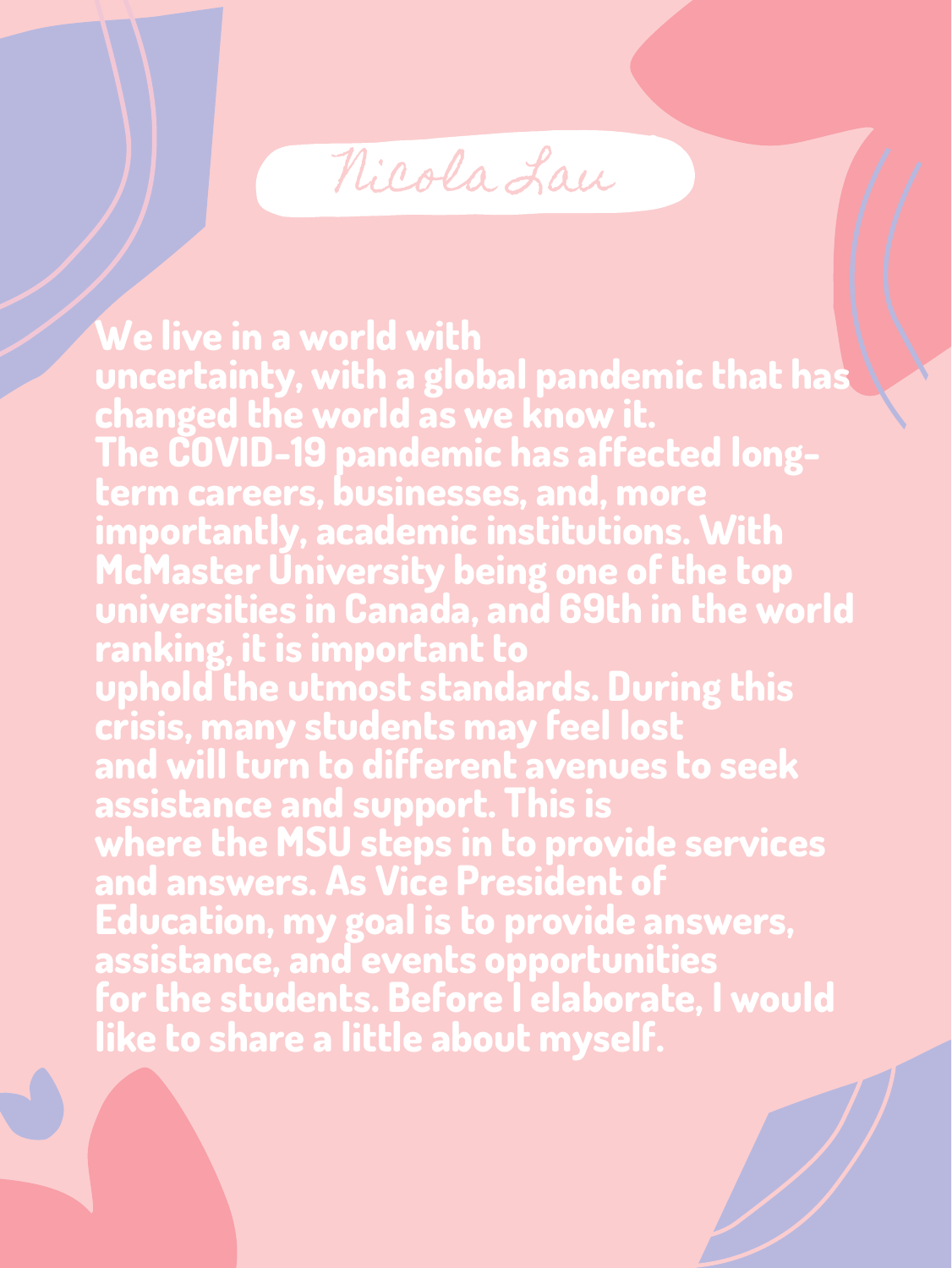# Nicola Lau

We live in a world with uncertainty, with a global pandemic that has changed the world as we know it. The COVID-19 pandemic has affected long-term careers, businesses, and, more importantly, academic institutions. With McMaster University being one of the top universities in Canada, and 69th in the world ranking, it is important to uphold the utmost standards. During this crisis, many students may feel lost and will turn to different avenues to seek assistance and support. This is where the MSU steps in to provide services and answers. As Vice President of Education, my goal is to provide answers, assistance, and events opportunities for the students. Before I elaborate, I would like to share a little about myself.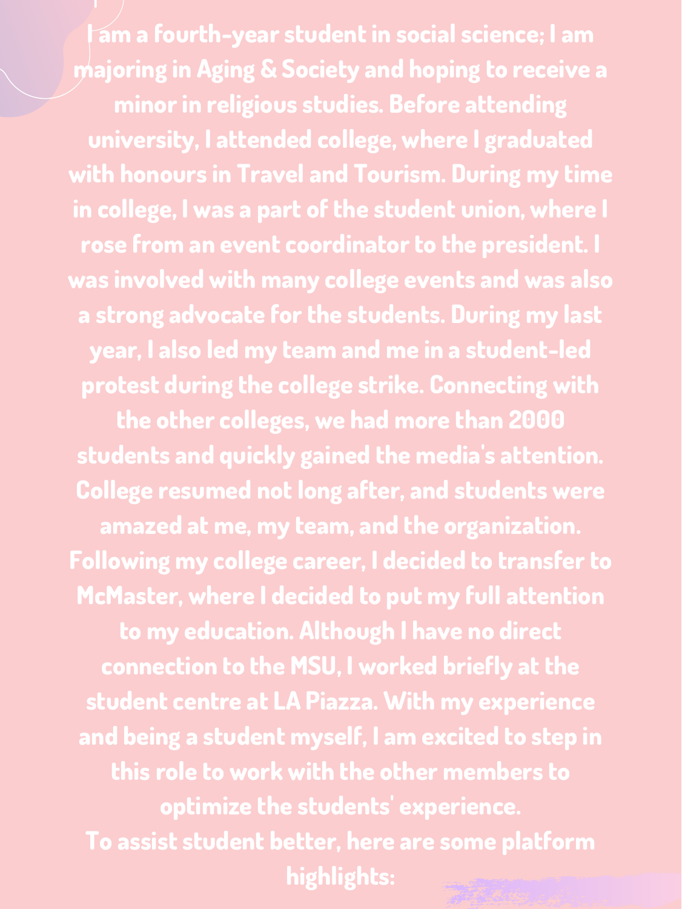I am a fourth-year student in social science; I am majoring in Aging & Society and hoping to receive a minor in religious studies. Before attending university, I attended college, where I graduated with honours in Travel and Tourism. During my time in college, I was a part of the student union, where I rose from an event coordinator to the president. I was involved with many college events and was also a strong advocate for the students. During my last year, I also led my team and me in a student-led protest during the college strike. Connecting with the other colleges, we had more than 2000 students and quickly gained the media's attention. College resumed not long after, and students were amazed at me, my team, and the organization. Following my college career, I decided to transfer to McMaster, where I decided to put my full attention to my education. Although I have no direct connection to the MSU, I worked briefly at the student centre at LA Piazza. With my experience and being a student myself, I am excited to step in this role to work with the other members to optimize the students' experience.

To assist student better, here are some platform highlights: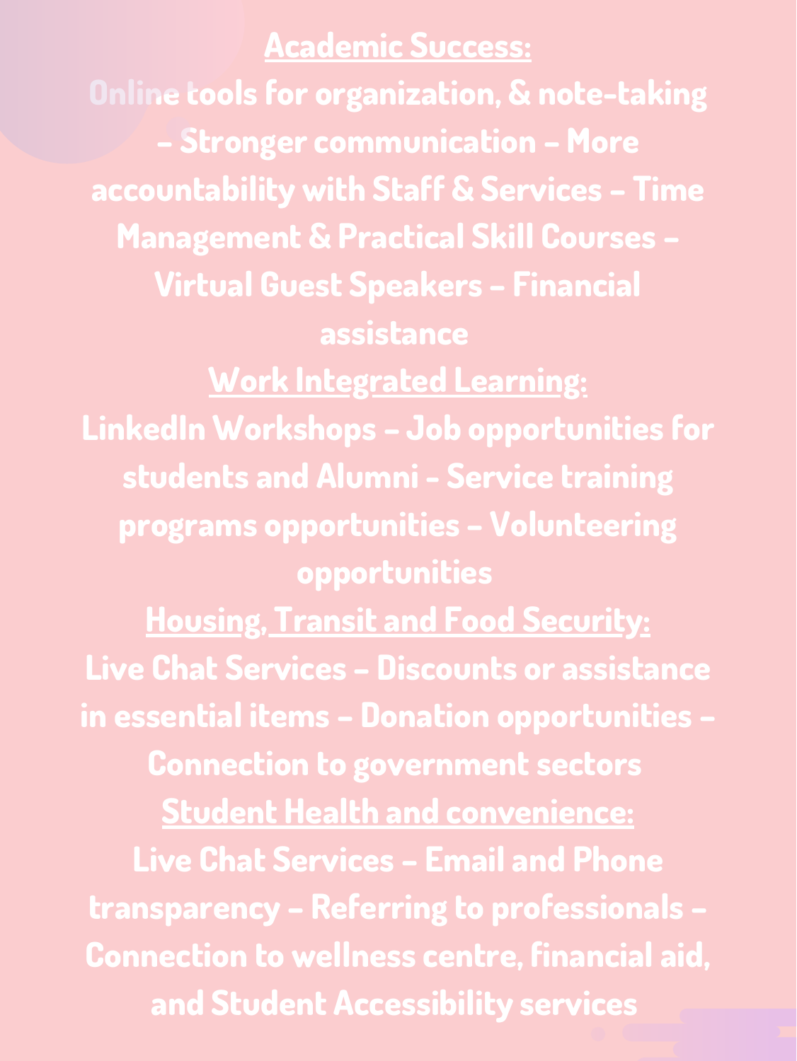**Academic Success:**

Online tools for organization, & note-taking – Stronger communication – More accountability with Staff & Services – Time Management & Practical Skill Courses – Virtual Guest Speakers – Financial assistance

**Work Integrated Learning:**

LinkedIn Workshops – Job opportunities for students and Alumni - Service training programs opportunities – Volunteering opportunities

**Housing, Transit and Food Security:**

Live Chat Services – Discounts or assistance in essential items – Donation opportunities – Connection to government sectors

**Student Health and convenience:**

Live Chat Services – Email and Phone transparency – Referring to professionals – Connection to wellness centre, financial aid, and Student Accessibility services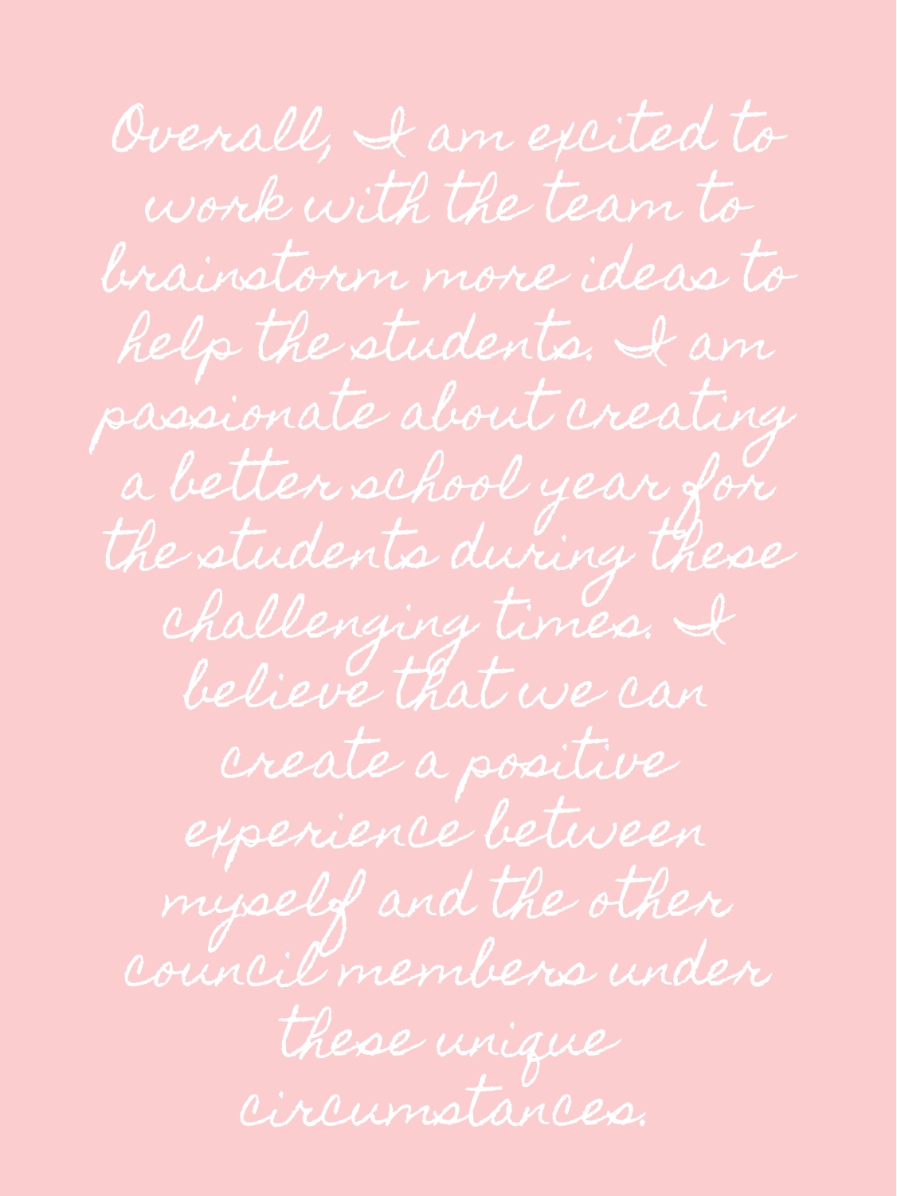Overall, I am excited to work with the team to brainstorm more ideas to help the students. I am passionate about creating a better school year for the students during these challenging times. I believe that we can create a positive experience between myself and the other council members under these unique circumstances.